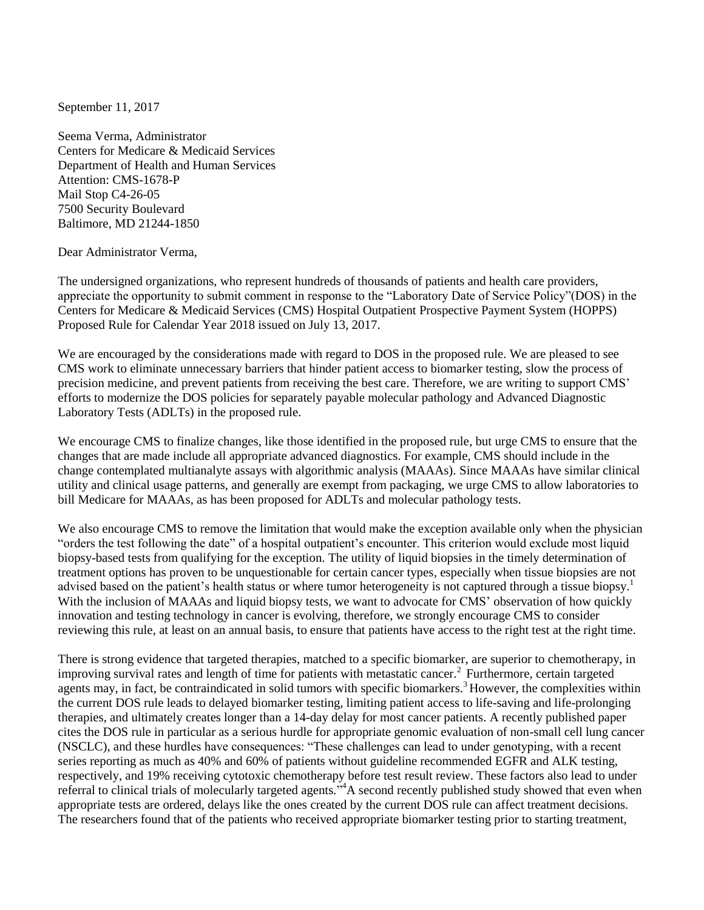September 11, 2017

Seema Verma, Administrator
Centers for Medicare & Medicaid Services
Department of Health and Human Services
Attention: CMS-1678-P
Mail Stop C4-26-05
7500 Security Boulevard
Baltimore, MD 21244-1850

Dear Administrator Verma,

The undersigned organizations, who represent hundreds of thousands of patients and health care providers, appreciate the opportunity to submit comment in response to the "Laboratory Date of Service Policy"(DOS) in the Centers for Medicare & Medicaid Services (CMS) Hospital Outpatient Prospective Payment System (HOPPS) Proposed Rule for Calendar Year 2018 issued on July 13, 2017.

We are encouraged by the considerations made with regard to DOS in the proposed rule. We are pleased to see CMS work to eliminate unnecessary barriers that hinder patient access to biomarker testing, slow the process of precision medicine, and prevent patients from receiving the best care. Therefore, we are writing to support CMS' efforts to modernize the DOS policies for separately payable molecular pathology and Advanced Diagnostic Laboratory Tests (ADLTs) in the proposed rule.

We encourage CMS to finalize changes, like those identified in the proposed rule, but urge CMS to ensure that the changes that are made include all appropriate advanced diagnostics. For example, CMS should include in the change contemplated multianalyte assays with algorithmic analysis (MAAAs). Since MAAAs have similar clinical utility and clinical usage patterns, and generally are exempt from packaging, we urge CMS to allow laboratories to bill Medicare for MAAAs, as has been proposed for ADLTs and molecular pathology tests.

We also encourage CMS to remove the limitation that would make the exception available only when the physician "orders the test following the date" of a hospital outpatient's encounter. This criterion would exclude most liquid biopsy-based tests from qualifying for the exception. The utility of liquid biopsies in the timely determination of treatment options has proven to be unquestionable for certain cancer types, especially when tissue biopsies are not advised based on the patient's health status or where tumor heterogeneity is not captured through a tissue biopsy.[1] With the inclusion of MAAAs and liquid biopsy tests, we want to advocate for CMS' observation of how quickly innovation and testing technology in cancer is evolving, therefore, we strongly encourage CMS to consider reviewing this rule, at least on an annual basis, to ensure that patients have access to the right test at the right time.

There is strong evidence that targeted therapies, matched to a specific biomarker, are superior to chemotherapy, in improving survival rates and length of time for patients with metastatic cancer.[2] Furthermore, certain targeted agents may, in fact, be contraindicated in solid tumors with specific biomarkers.[3] However, the complexities within the current DOS rule leads to delayed biomarker testing, limiting patient access to life-saving and life-prolonging therapies, and ultimately creates longer than a 14-day delay for most cancer patients. A recently published paper cites the DOS rule in particular as a serious hurdle for appropriate genomic evaluation of non-small cell lung cancer (NSCLC), and these hurdles have consequences: "These challenges can lead to under genotyping, with a recent series reporting as much as 40% and 60% of patients without guideline recommended EGFR and ALK testing, respectively, and 19% receiving cytotoxic chemotherapy before test result review. These factors also lead to under referral to clinical trials of molecularly targeted agents."[4] A second recently published study showed that even when appropriate tests are ordered, delays like the ones created by the current DOS rule can affect treatment decisions. The researchers found that of the patients who received appropriate biomarker testing prior to starting treatment,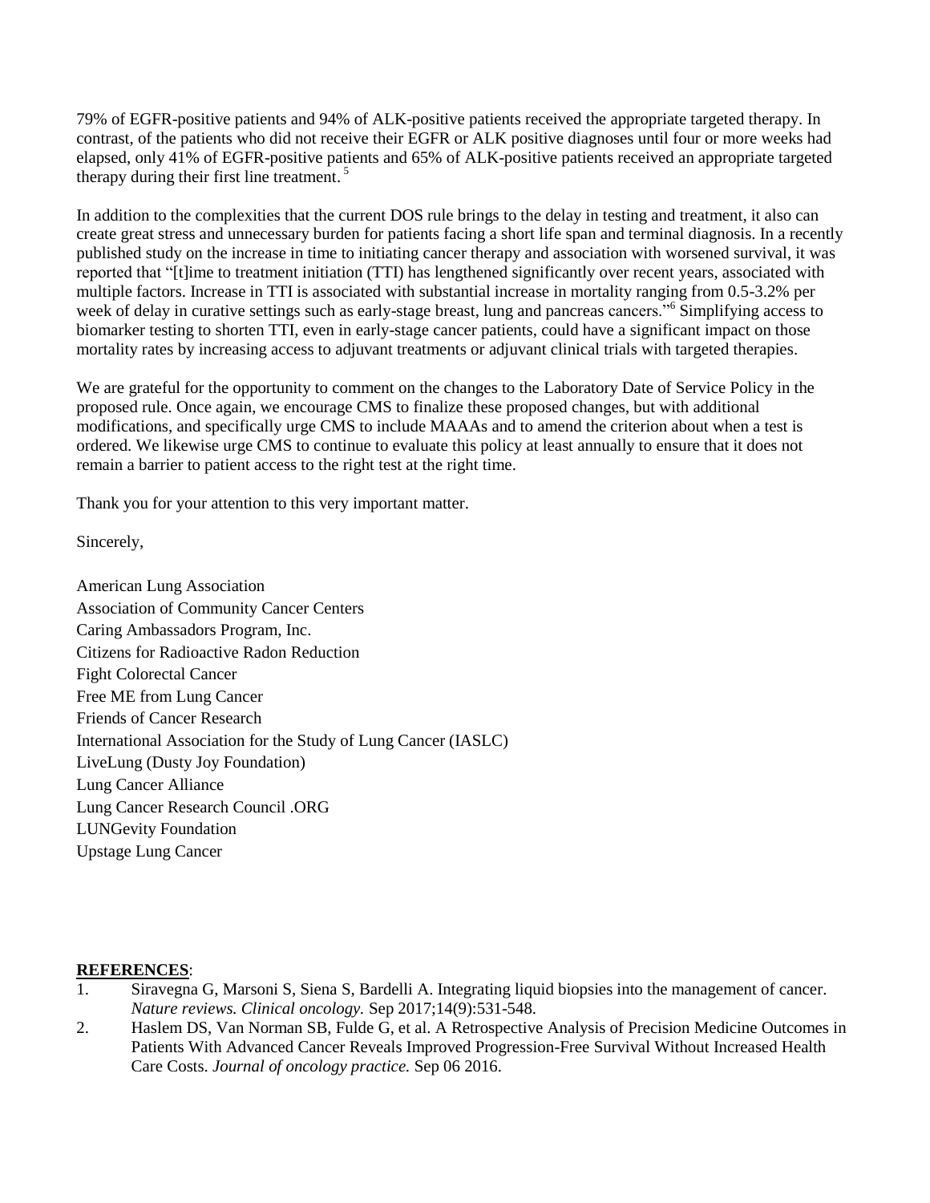79% of EGFR-positive patients and 94% of ALK-positive patients received the appropriate targeted therapy. In contrast, of the patients who did not receive their EGFR or ALK positive diagnoses until four or more weeks had elapsed, only 41% of EGFR-positive patients and 65% of ALK-positive patients received an appropriate targeted therapy during their first line treatment.[5]

In addition to the complexities that the current DOS rule brings to the delay in testing and treatment, it also can create great stress and unnecessary burden for patients facing a short life span and terminal diagnosis. In a recently published study on the increase in time to initiating cancer therapy and association with worsened survival, it was reported that "[t]ime to treatment initiation (TTI) has lengthened significantly over recent years, associated with multiple factors. Increase in TTI is associated with substantial increase in mortality ranging from 0.5-3.2% per week of delay in curative settings such as early-stage breast, lung and pancreas cancers."[6] Simplifying access to biomarker testing to shorten TTI, even in early-stage cancer patients, could have a significant impact on those mortality rates by increasing access to adjuvant treatments or adjuvant clinical trials with targeted therapies.

We are grateful for the opportunity to comment on the changes to the Laboratory Date of Service Policy in the proposed rule. Once again, we encourage CMS to finalize these proposed changes, but with additional modifications, and specifically urge CMS to include MAAAs and to amend the criterion about when a test is ordered. We likewise urge CMS to continue to evaluate this policy at least annually to ensure that it does not remain a barrier to patient access to the right test at the right time.

Thank you for your attention to this very important matter.

Sincerely,

American Lung Association
Association of Community Cancer Centers
Caring Ambassadors Program, Inc.
Citizens for Radioactive Radon Reduction
Fight Colorectal Cancer
Free ME from Lung Cancer
Friends of Cancer Research
International Association for the Study of Lung Cancer (IASLC)
LiveLung (Dusty Joy Foundation)
Lung Cancer Alliance
Lung Cancer Research Council .ORG
LUNGevity Foundation
Upstage Lung Cancer

**REFERENCES**:

1. Siravegna G, Marsoni S, Siena S, Bardelli A. Integrating liquid biopsies into the management of cancer. *Nature reviews. Clinical oncology.* Sep 2017;14(9):531-548.
2. Haslem DS, Van Norman SB, Fulde G, et al. A Retrospective Analysis of Precision Medicine Outcomes in Patients With Advanced Cancer Reveals Improved Progression-Free Survival Without Increased Health Care Costs. *Journal of oncology practice.* Sep 06 2016.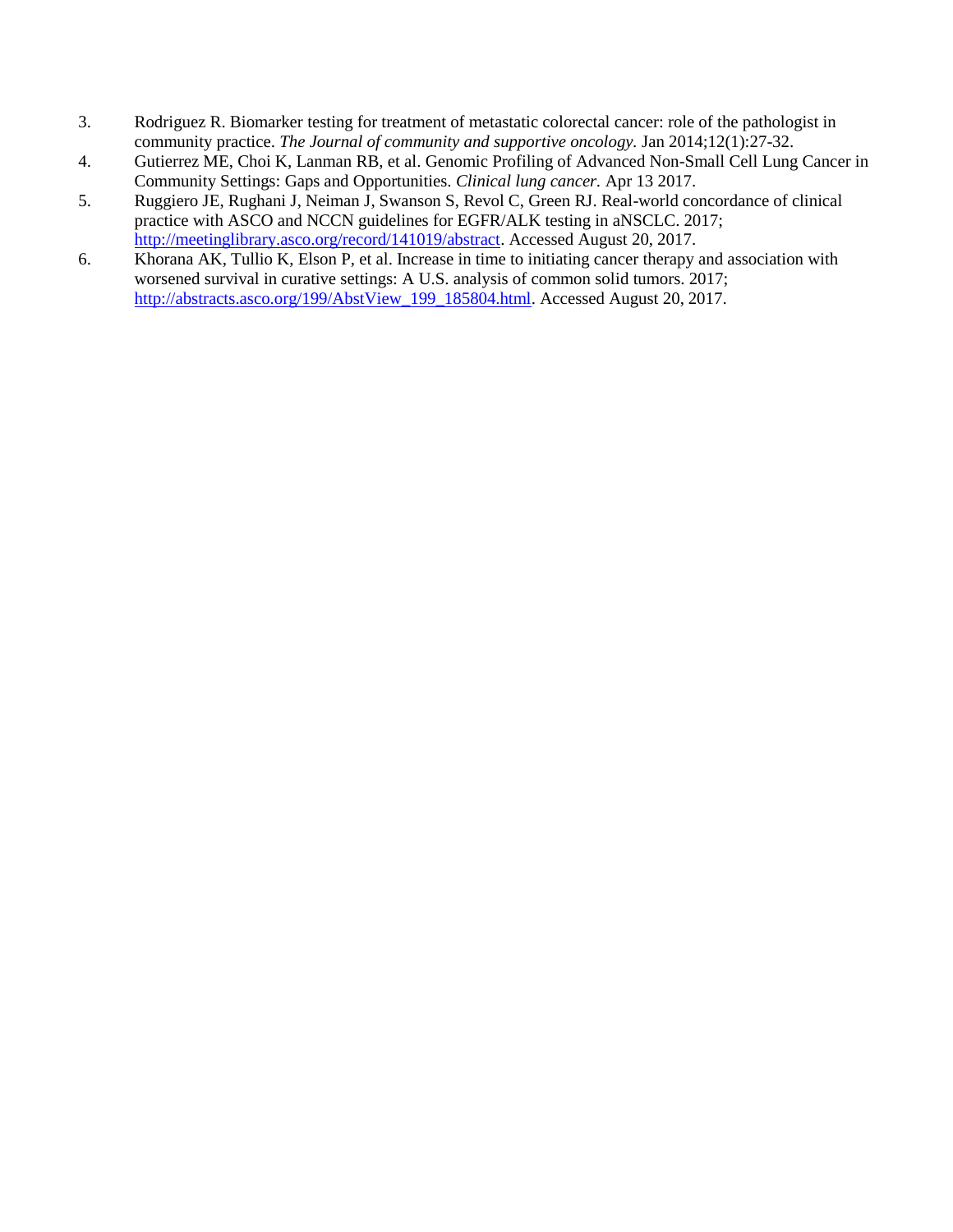3. Rodriguez R. Biomarker testing for treatment of metastatic colorectal cancer: role of the pathologist in community practice. *The Journal of community and supportive oncology.* Jan 2014;12(1):27-32.
4. Gutierrez ME, Choi K, Lanman RB, et al. Genomic Profiling of Advanced Non-Small Cell Lung Cancer in Community Settings: Gaps and Opportunities. *Clinical lung cancer.* Apr 13 2017.
5. Ruggiero JE, Rughani J, Neiman J, Swanson S, Revol C, Green RJ. Real-world concordance of clinical practice with ASCO and NCCN guidelines for EGFR/ALK testing in aNSCLC. 2017; http://meetinglibrary.asco.org/record/141019/abstract. Accessed August 20, 2017.
6. Khorana AK, Tullio K, Elson P, et al. Increase in time to initiating cancer therapy and association with worsened survival in curative settings: A U.S. analysis of common solid tumors. 2017; http://abstracts.asco.org/199/AbstView_199_185804.html. Accessed August 20, 2017.